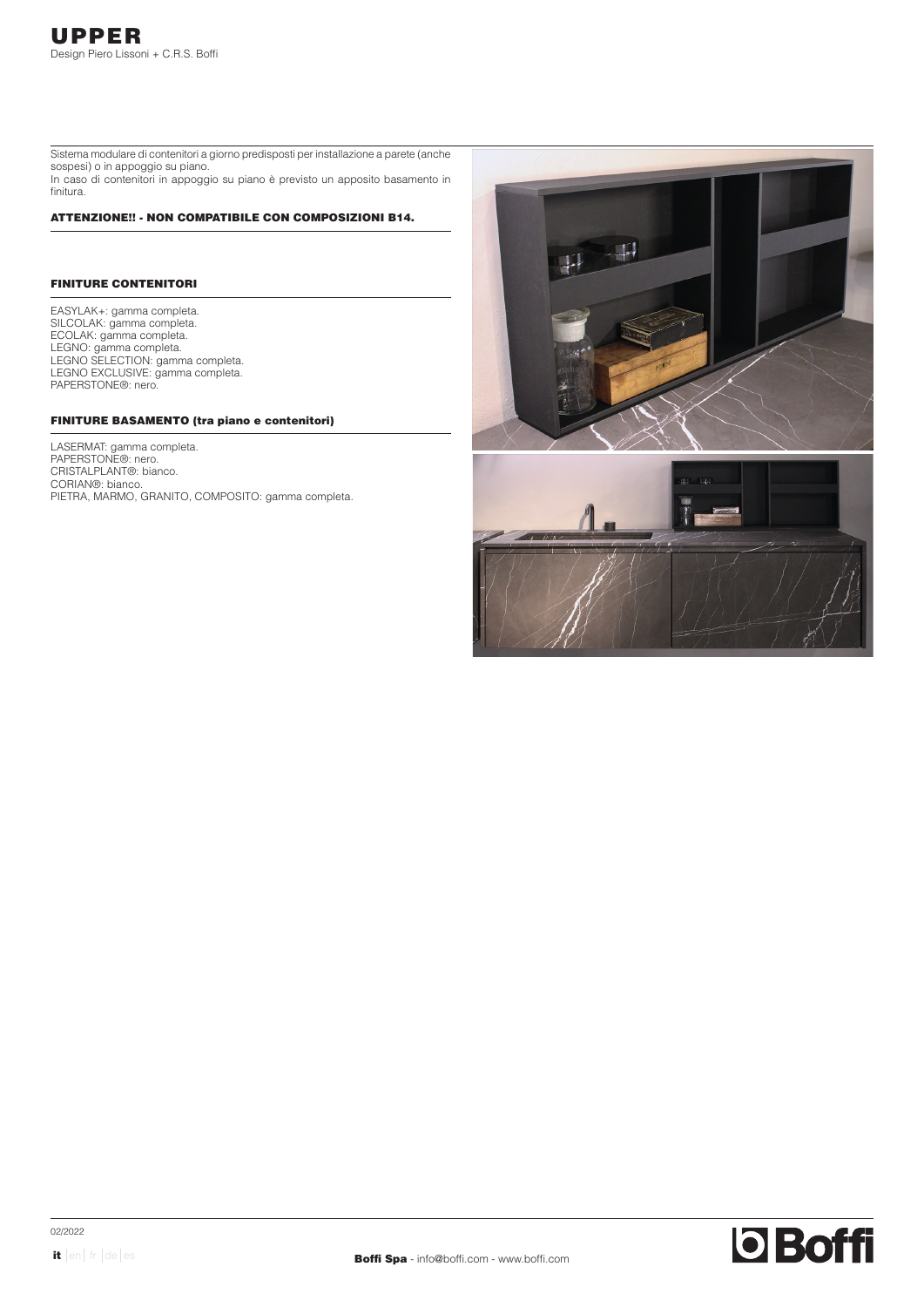# UPPER

Design Piero Lissoni + C.R.S. Boffi

Sistema modulare di contenitori a giorno predisposti per installazione a parete (anche sospesi) o in appoggio su piano.
In caso di contenitori in appoggio su piano è previsto un apposito basamento in finitura.

**ATTENZIONE!! - NON COMPATIBILE CON COMPOSIZIONI B14.**

## FINITURE CONTENITORI

EASYLAK+: gamma completa.
SILCOLAK: gamma completa.
ECOLAK: gamma completa.
LEGNO: gamma completa.
LEGNO SELECTION: gamma completa.
LEGNO EXCLUSIVE: gamma completa.
PAPERSTONE®: nero.

## FINITURE BASAMENTO (tra piano e contenitori)

LASERMAT: gamma completa.
PAPERSTONE®: nero.
CRISTALPLANT®: bianco.
CORIAN®: bianco.
PIETRA, MARMO, GRANITO, COMPOSITO: gamma completa.

02/2022

**Boffi Spa** - info@boffi.com - www.boffi.com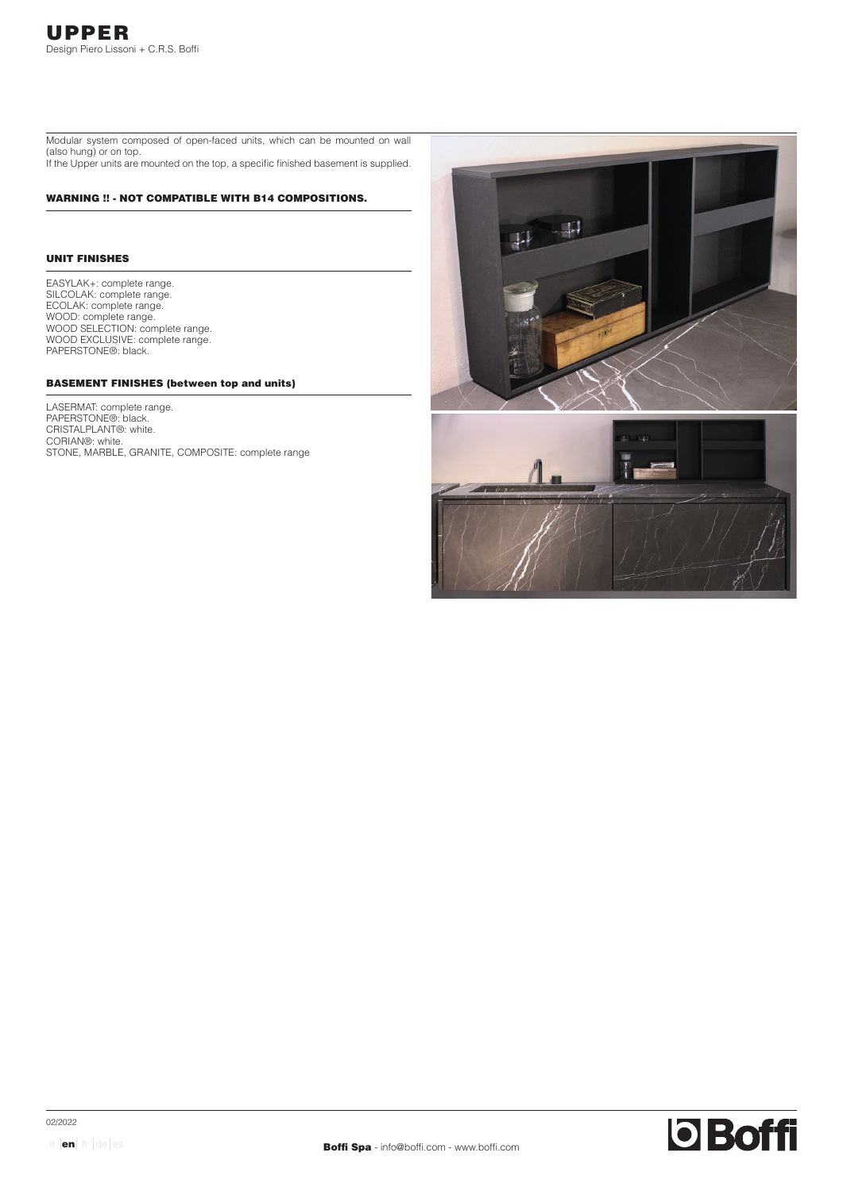# UPPER

Design Piero Lissoni + C.R.S. Boffi

Modular system composed of open-faced units, which can be mounted on wall (also hung) or on top.
If the Upper units are mounted on the top, a specific finished basement is supplied.

**WARNING !! - NOT COMPATIBLE WITH B14 COMPOSITIONS.**

## UNIT FINISHES

EASYLAK+: complete range.
SILCOLAK: complete range.
ECOLAK: complete range.
WOOD: complete range.
WOOD SELECTION: complete range.
WOOD EXCLUSIVE: complete range.
PAPERSTONE®: black.

## BASEMENT FINISHES (between top and units)

LASERMAT: complete range.
PAPERSTONE®: black.
CRISTALPLANT®: white.
CORIAN®: white.
STONE, MARBLE, GRANITE, COMPOSITE: complete range

02/2022

it | **en** | fr | de | es

**Boffi Spa** - info@boffi.com - www.boffi.com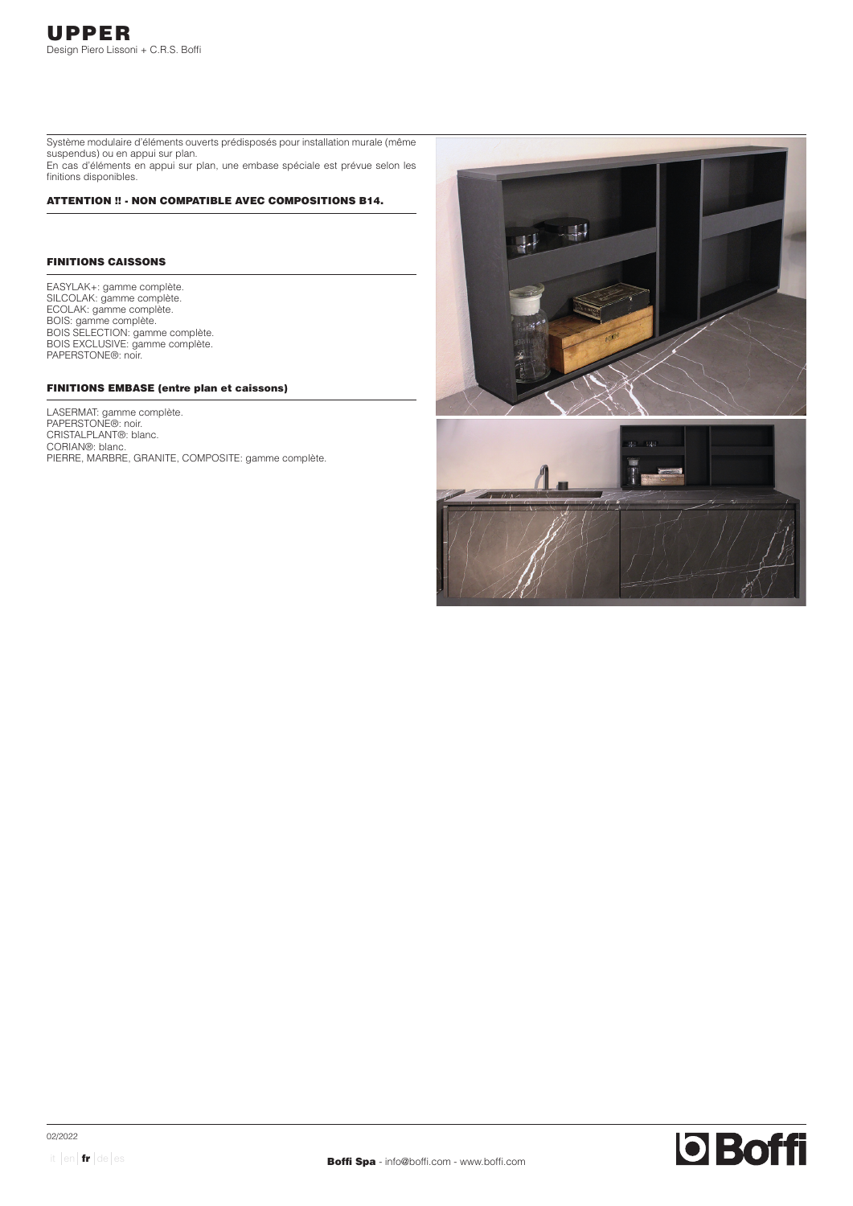# UPPER

Design Piero Lissoni + C.R.S. Boffi

Système modulaire d'éléments ouverts prédisposés pour installation murale (même suspendus) ou en appui sur plan.
En cas d'éléments en appui sur plan, une embase spéciale est prévue selon les finitions disponibles.

**ATTENTION !! - NON COMPATIBLE AVEC COMPOSITIONS B14.**

## FINITIONS CAISSONS

EASYLAK+: gamme complète.
SILCOLAK: gamme complète.
ECOLAK: gamme complète.
BOIS: gamme complète.
BOIS SELECTION: gamme complète.
BOIS EXCLUSIVE: gamme complète.
PAPERSTONE®: noir.

## FINITIONS EMBASE (entre plan et caissons)

LASERMAT: gamme complète.
PAPERSTONE®: noir.
CRISTALPLANT®: blanc.
CORIAN®: blanc.
PIERRE, MARBRE, GRANITE, COMPOSITE: gamme complète.

02/2022

**Boffi Spa** - info@boffi.com - www.boffi.com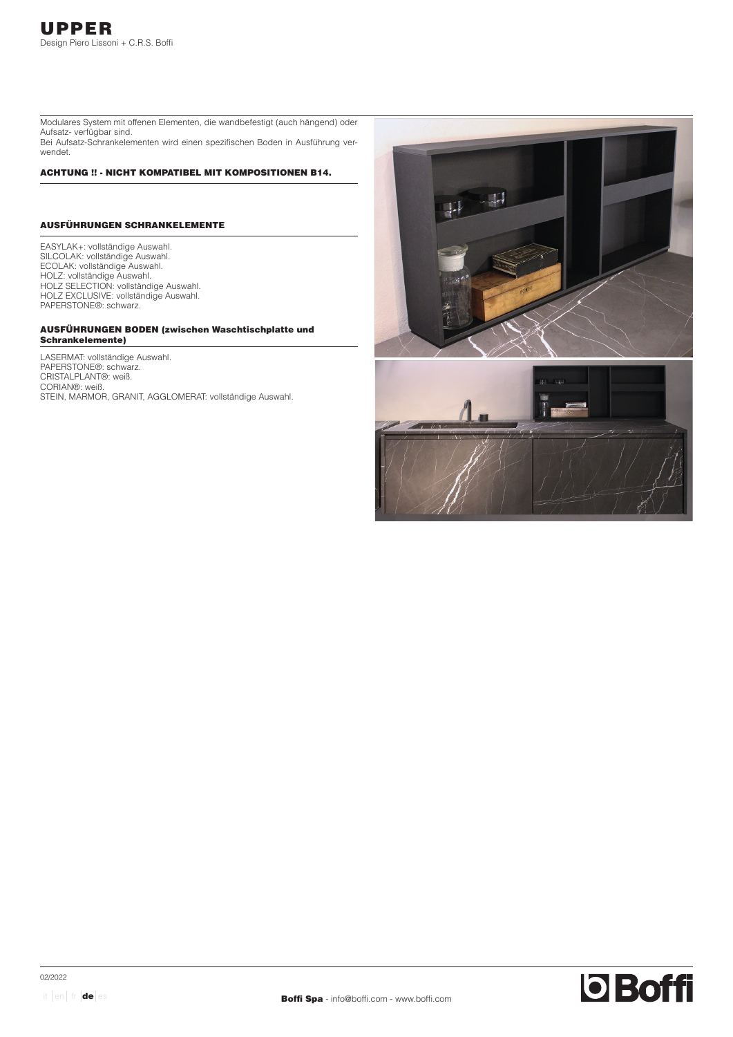# UPPER

Design Piero Lissoni + C.R.S. Boffi

Modulares System mit offenen Elementen, die wandbefestigt (auch hängend) oder Aufsatz- verfügbar sind.
Bei Aufsatz-Schrankelementen wird einen spezifischen Boden in Ausführung verwendet.

**ACHTUNG !! - NICHT KOMPATIBEL MIT KOMPOSITIONEN B14.**

## AUSFÜHRUNGEN SCHRANKELEMENTE

EASYLAK+: vollständige Auswahl.
SILCOLAK: vollständige Auswahl.
ECOLAK: vollständige Auswahl.
HOLZ: vollständige Auswahl.
HOLZ SELECTION: vollständige Auswahl.
HOLZ EXCLUSIVE: vollständige Auswahl.
PAPERSTONE®: schwarz.

## AUSFÜHRUNGEN BODEN (zwischen Waschtischplatte und Schrankelemente)

LASERMAT: vollständige Auswahl.
PAPERSTONE®: schwarz.
CRISTALPLANT®: weiß.
CORIAN®: weiß.
STEIN, MARMOR, GRANIT, AGGLOMERAT: vollständige Auswahl.

02/2022

**Boffi Spa** - info@boffi.com - www.boffi.com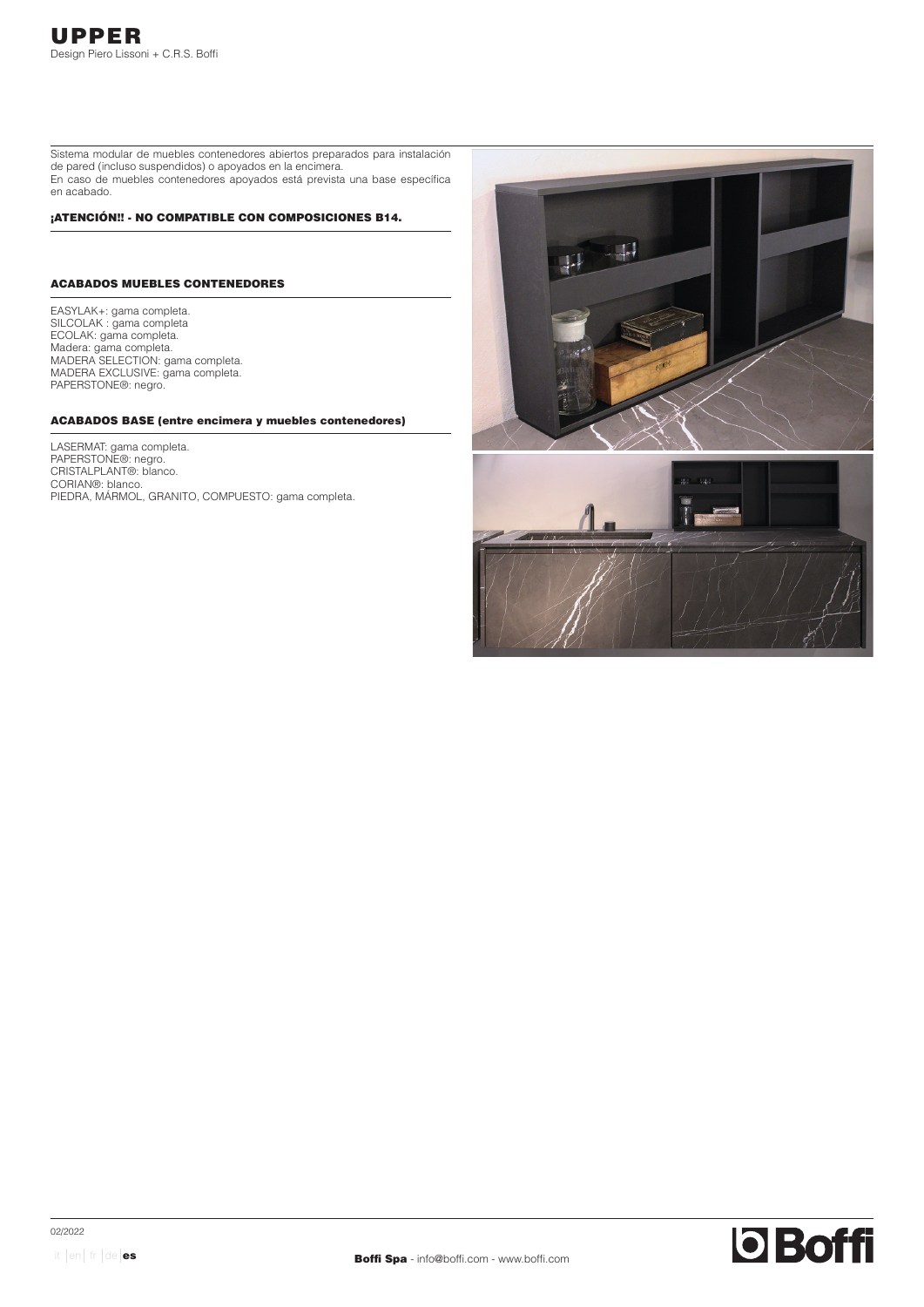# UPPER

Design Piero Lissoni + C.R.S. Boffi

Sistema modular de muebles contenedores abiertos preparados para instalación de pared (incluso suspendidos) o apoyados en la encimera.
En caso de muebles contenedores apoyados está prevista una base específica en acabado.

**¡ATENCIÓN!! - NO COMPATIBLE CON COMPOSICIONES B14.**

### ACABADOS MUEBLES CONTENEDORES

EASYLAK+: gama completa.
SILCOLAK : gama completa
ECOLAK: gama completa.
Madera: gama completa.
MADERA SELECTION: gama completa.
MADERA EXCLUSIVE: gama completa.
PAPERSTONE®: negro.

### ACABADOS BASE (entre encimera y muebles contenedores)

LASERMAT: gama completa.
PAPERSTONE®: negro.
CRISTALPLANT®: blanco.
CORIAN®: blanco.
PIEDRA, MÁRMOL, GRANITO, COMPUESTO: gama completa.

02/2022

**Boffi Spa** - info@boffi.com - www.boffi.com